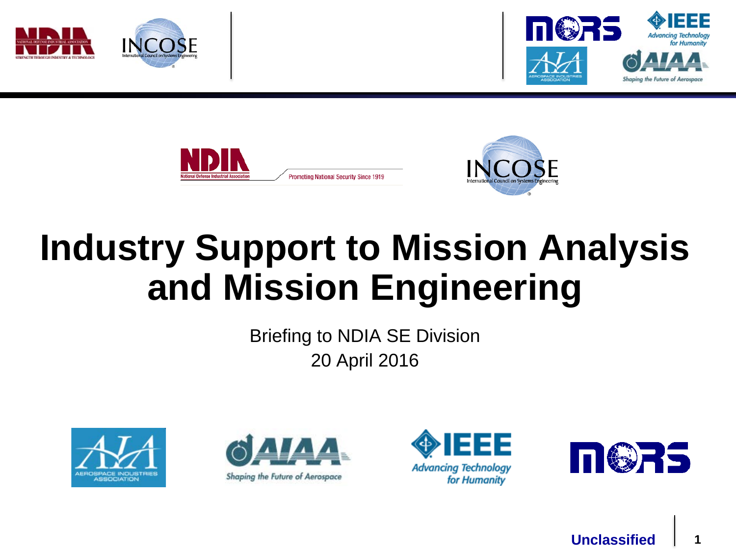# Industry Support to Mission Analysis and Mission Engineering

Briefing to NDIA SE Division

20 April 2016

**Unclassified**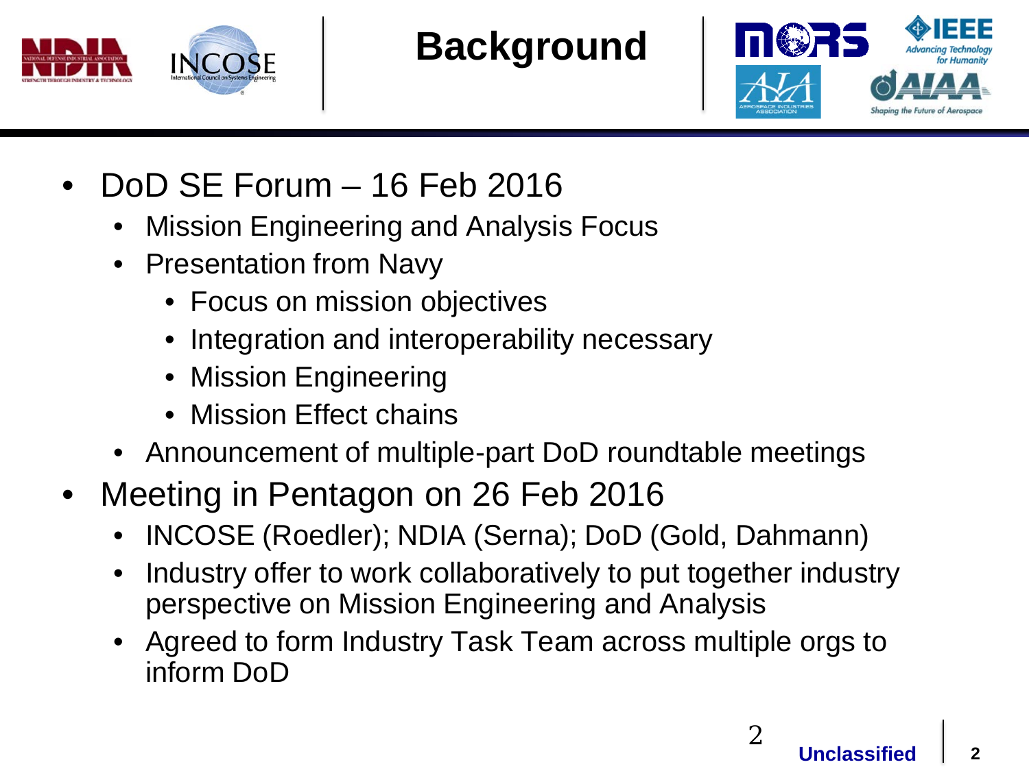# Background

- DoD SE Forum – 16 Feb 2016
  - Mission Engineering and Analysis Focus
  - Presentation from Navy
    - Focus on mission objectives
    - Integration and interoperability necessary
    - Mission Engineering
    - Mission Effect chains
  - Announcement of multiple-part DoD roundtable meetings
- Meeting in Pentagon on 26 Feb 2016
  - INCOSE (Roedler); NDIA (Serna); DoD (Gold, Dahmann)
  - Industry offer to work collaboratively to put together industry perspective on Mission Engineering and Analysis
  - Agreed to form Industry Task Team across multiple orgs to inform DoD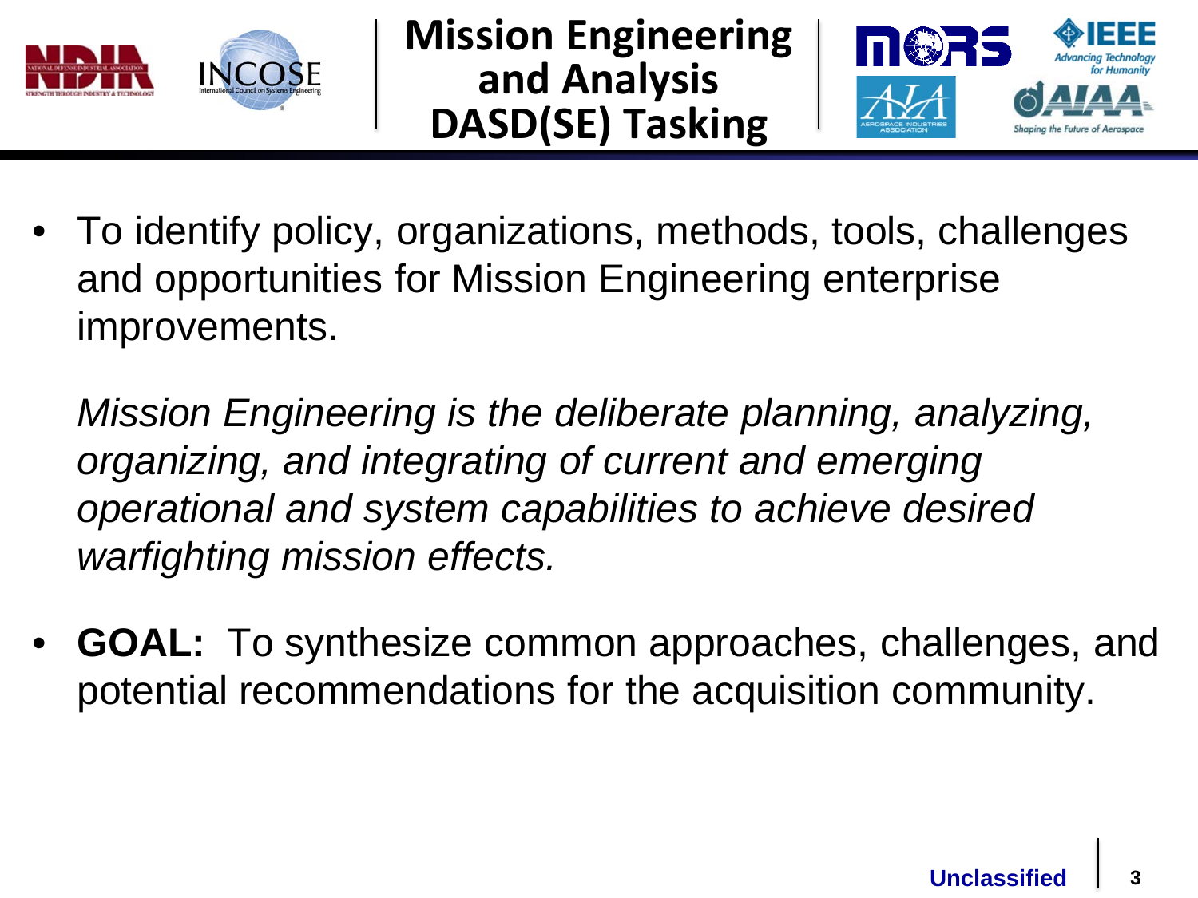# Mission Engineering and Analysis DASD(SE) Tasking

- To identify policy, organizations, methods, tools, challenges and opportunities for Mission Engineering enterprise improvements.

  *Mission Engineering is the deliberate planning, analyzing, organizing, and integrating of current and emerging operational and system capabilities to achieve desired warfighting mission effects.*

- **GOAL:** To synthesize common approaches, challenges, and potential recommendations for the acquisition community.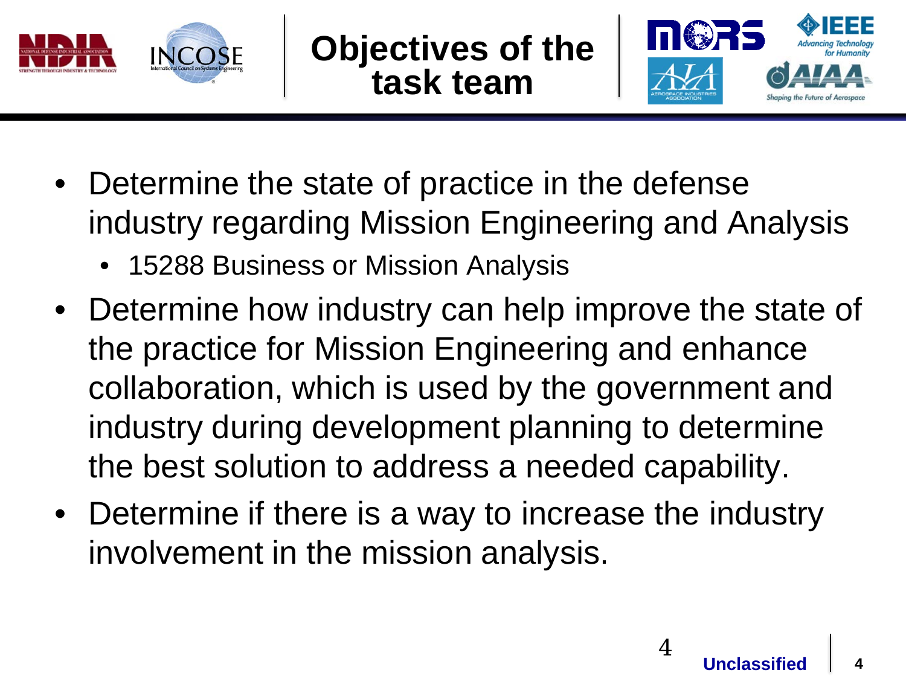# Objectives of the task team

- Determine the state of practice in the defense industry regarding Mission Engineering and Analysis
  - 15288 Business or Mission Analysis
- Determine how industry can help improve the state of the practice for Mission Engineering and enhance collaboration, which is used by the government and industry during development planning to determine the best solution to address a needed capability.
- Determine if there is a way to increase the industry involvement in the mission analysis.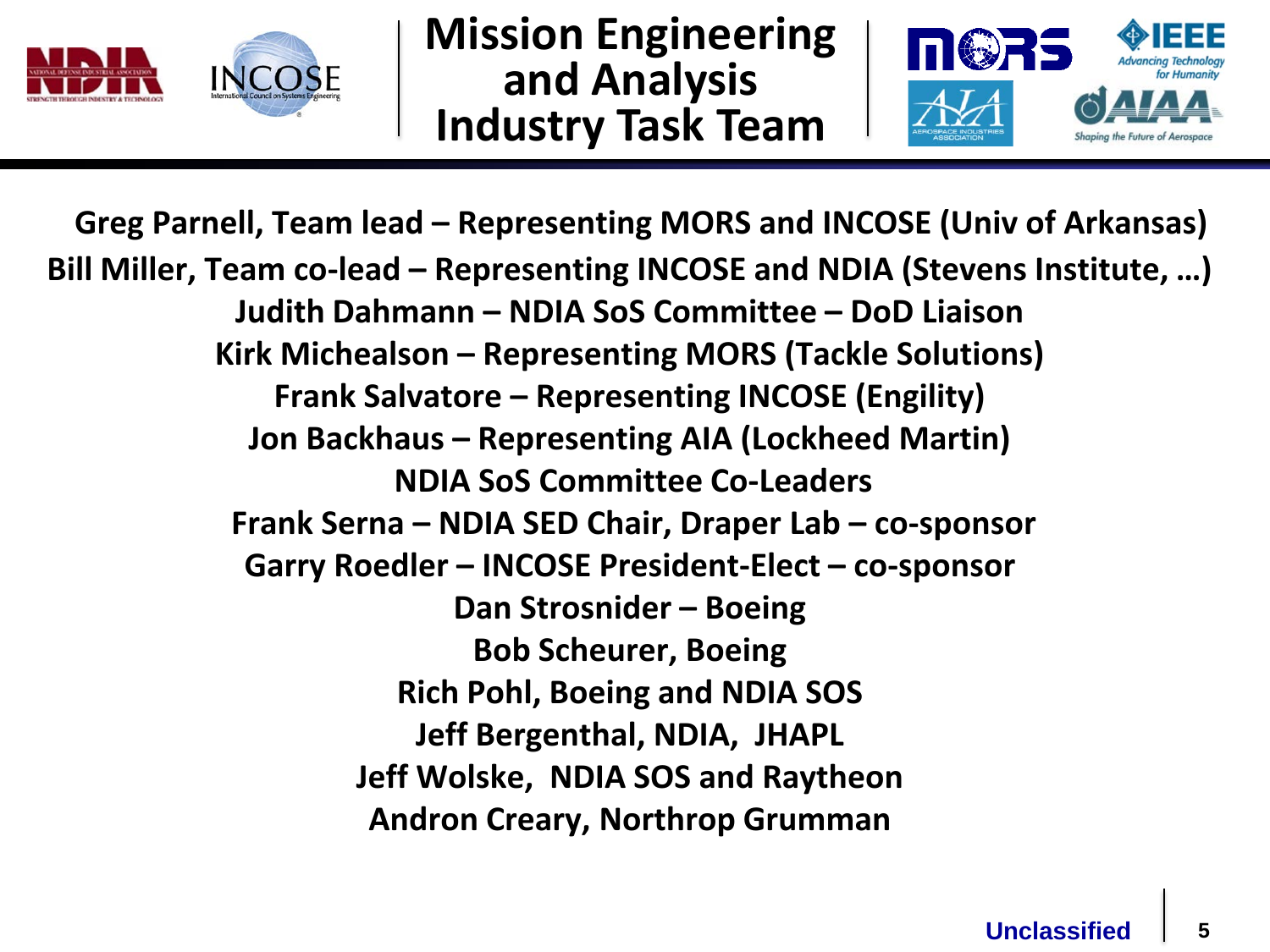# Mission Engineering and Analysis Industry Task Team

**Greg Parnell, Team lead – Representing MORS and INCOSE (Univ of Arkansas)**

**Bill Miller, Team co-lead – Representing INCOSE and NDIA (Stevens Institute, …)**

**Judith Dahmann – NDIA SoS Committee – DoD Liaison**

**Kirk Michealson – Representing MORS (Tackle Solutions)**

**Frank Salvatore – Representing INCOSE (Engility)**

**Jon Backhaus – Representing AIA (Lockheed Martin)**

**NDIA SoS Committee Co-Leaders**

**Frank Serna – NDIA SED Chair, Draper Lab – co-sponsor**

**Garry Roedler – INCOSE President-Elect – co-sponsor**

**Dan Strosnider – Boeing**

**Bob Scheurer, Boeing**

**Rich Pohl, Boeing and NDIA SOS**

**Jeff Bergenthal, NDIA, JHAPL**

**Jeff Wolske, NDIA SOS and Raytheon**

**Andron Creary, Northrop Grumman**

Unclassified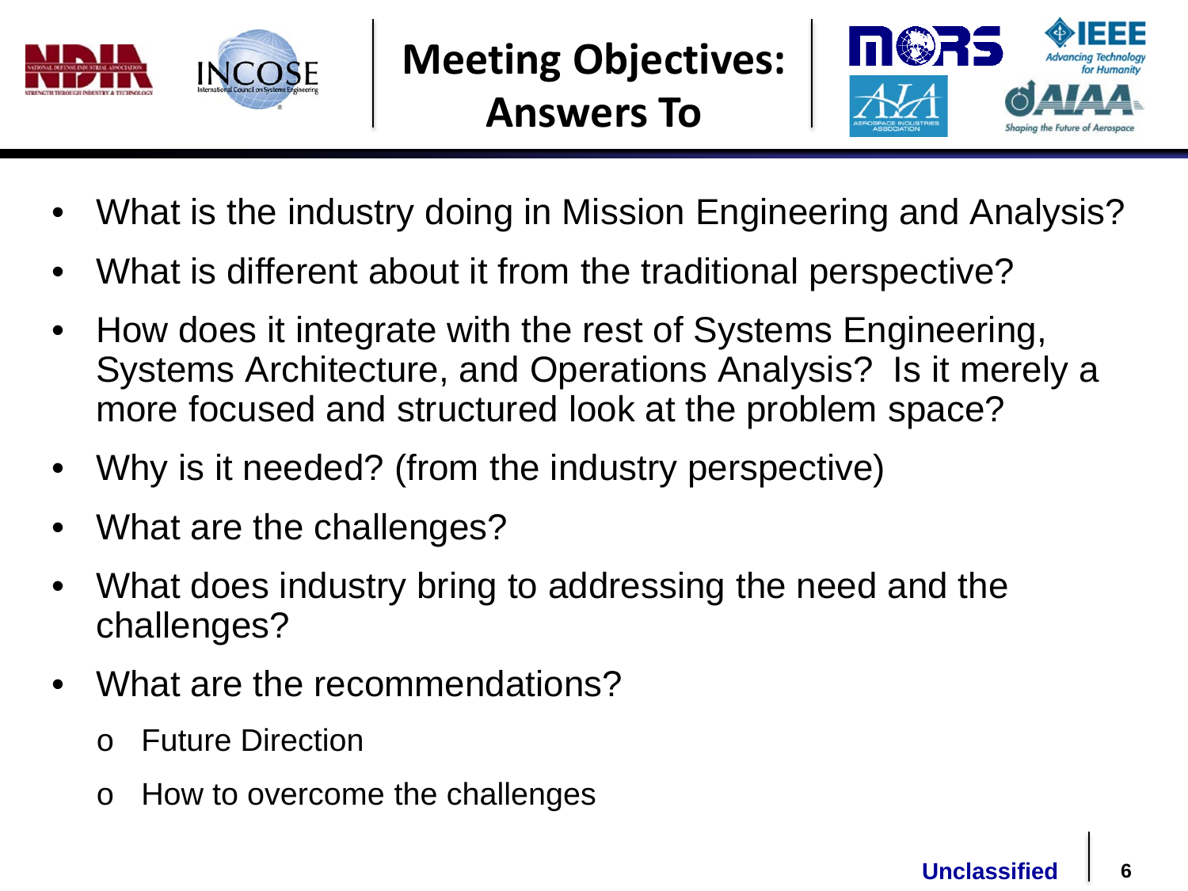# Meeting Objectives: Answers To

- What is the industry doing in Mission Engineering and Analysis?
- What is different about it from the traditional perspective?
- How does it integrate with the rest of Systems Engineering, Systems Architecture, and Operations Analysis? Is it merely a more focused and structured look at the problem space?
- Why is it needed? (from the industry perspective)
- What are the challenges?
- What does industry bring to addressing the need and the challenges?
- What are the recommendations?
  - Future Direction
  - How to overcome the challenges

Unclassified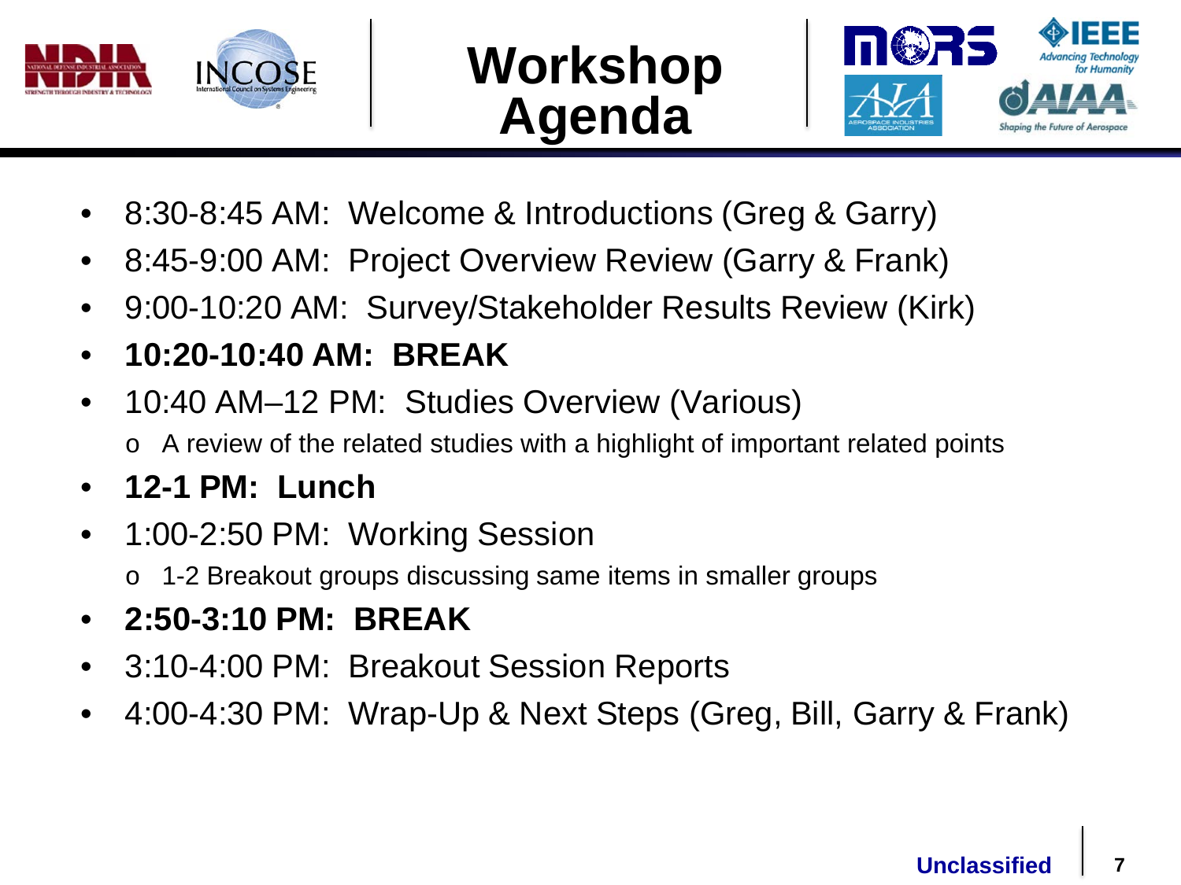# Workshop Agenda

- 8:30-8:45 AM: Welcome & Introductions (Greg & Garry)
- 8:45-9:00 AM: Project Overview Review (Garry & Frank)
- 9:00-10:20 AM: Survey/Stakeholder Results Review (Kirk)
- **10:20-10:40 AM: BREAK**
- 10:40 AM–12 PM: Studies Overview (Various)
  - A review of the related studies with a highlight of important related points
- **12-1 PM: Lunch**
- 1:00-2:50 PM: Working Session
  - 1-2 Breakout groups discussing same items in smaller groups
- **2:50-3:10 PM: BREAK**
- 3:10-4:00 PM: Breakout Session Reports
- 4:00-4:30 PM: Wrap-Up & Next Steps (Greg, Bill, Garry & Frank)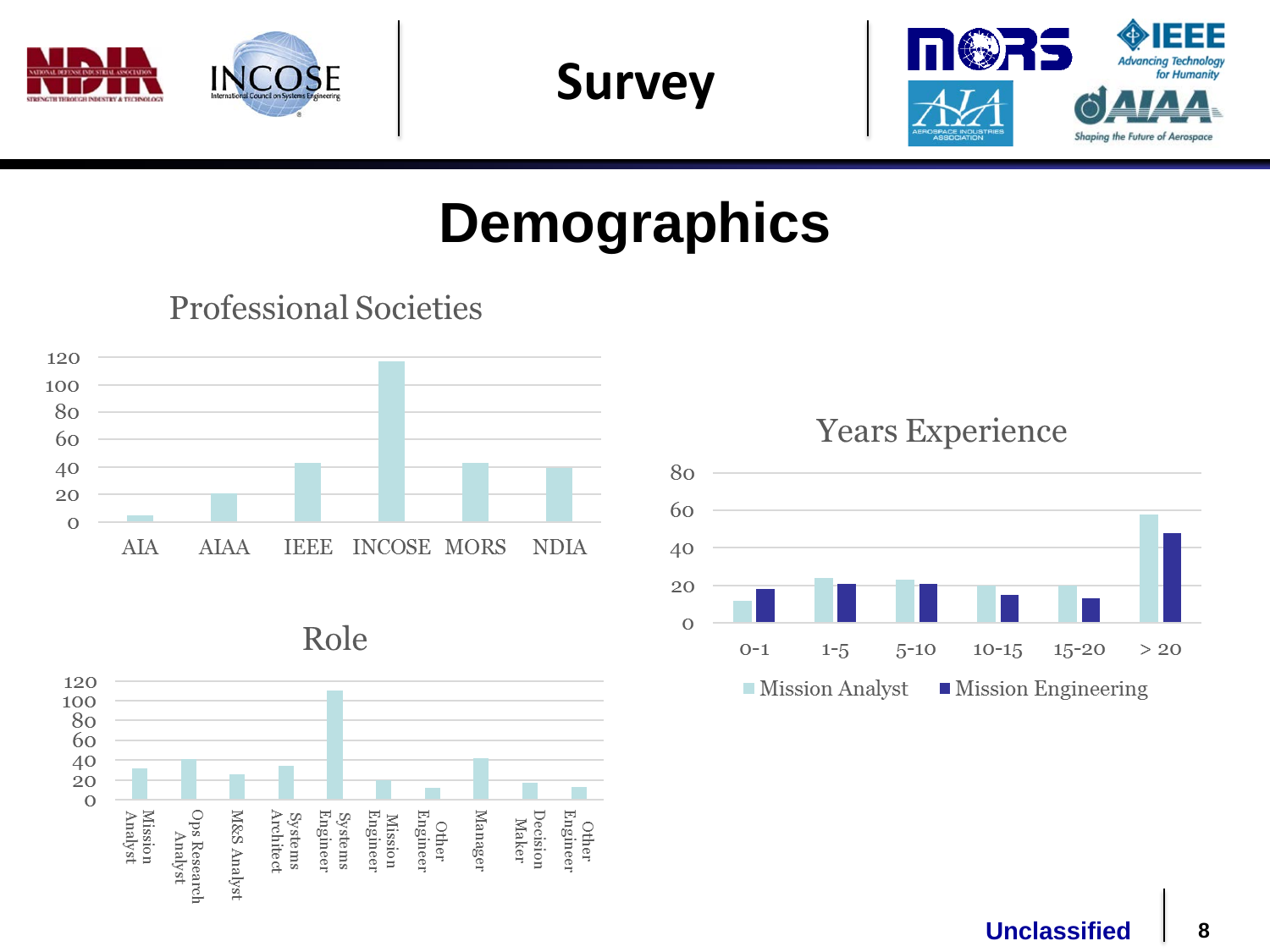# Survey

## Demographics

### Professional Societies

| Society | Count (approx.) |
|---|---|
| AIA | 5 |
| AIAA | 20 |
| IEEE | 43 |
| INCOSE | 117 |
| MORS | 43 |
| NDIA | 40 |

### Years Experience

| Years | Mission Analyst | Mission Engineering |
|---|---|---|
| 0-1 | 12 | 18 |
| 1-5 | 24 | 21 |
| 5-10 | 23 | 21 |
| 10-15 | 20 | 15 |
| 15-20 | 20 | 13 |
| > 20 | 58 | 48 |

### Role

| Role | Count (approx.) |
|---|---|
| Mission Analyst | 32 |
| Ops Research Analyst | 40 |
| M&S Analyst | 26 |
| Systems Architect | 34 |
| Systems Engineer | 111 |
| Mission Engineer | 20 |
| Other Engineer | 12 |
| Manager | 42 |
| Decision Maker | 17 |
| Other Engineer | 13 |

Unclassified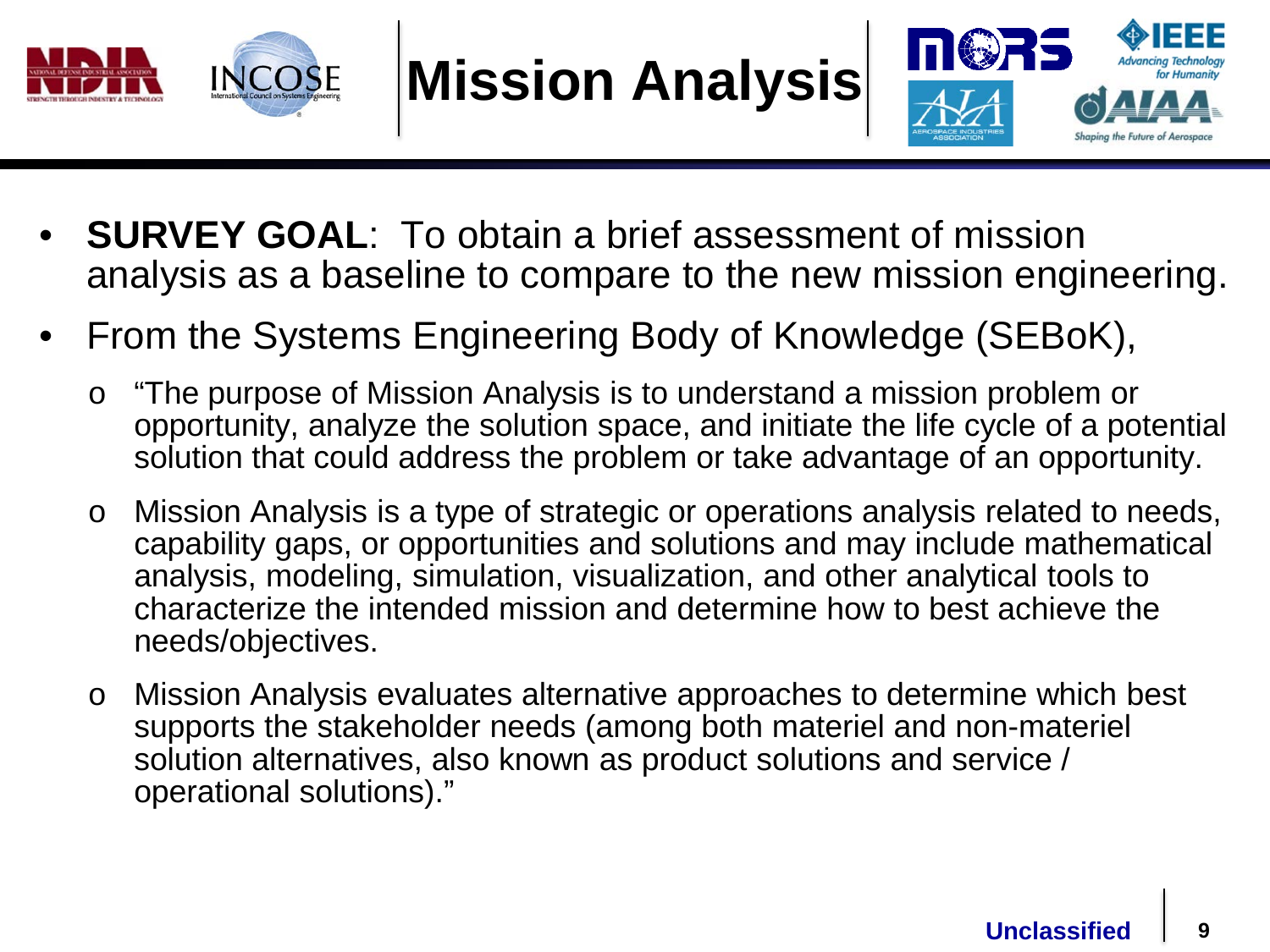# Mission Analysis

- **SURVEY GOAL**: To obtain a brief assessment of mission analysis as a baseline to compare to the new mission engineering.
- From the Systems Engineering Body of Knowledge (SEBoK),
  - "The purpose of Mission Analysis is to understand a mission problem or opportunity, analyze the solution space, and initiate the life cycle of a potential solution that could address the problem or take advantage of an opportunity.
  - Mission Analysis is a type of strategic or operations analysis related to needs, capability gaps, or opportunities and solutions and may include mathematical analysis, modeling, simulation, visualization, and other analytical tools to characterize the intended mission and determine how to best achieve the needs/objectives.
  - Mission Analysis evaluates alternative approaches to determine which best supports the stakeholder needs (among both materiel and non-materiel solution alternatives, also known as product solutions and service / operational solutions)."

Unclassified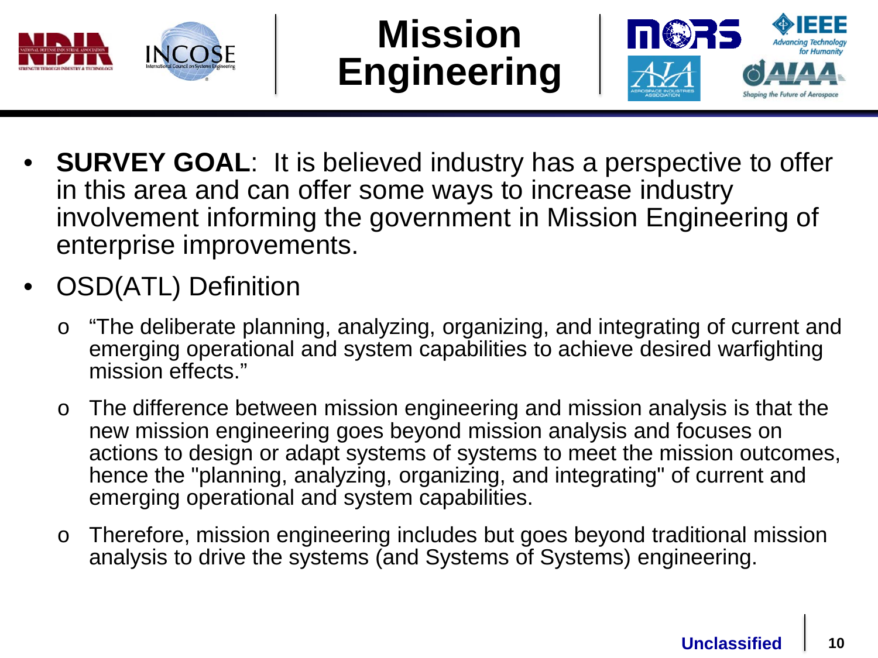# Mission Engineering

- **SURVEY GOAL**: It is believed industry has a perspective to offer in this area and can offer some ways to increase industry involvement informing the government in Mission Engineering of enterprise improvements.
- OSD(ATL) Definition
  - "The deliberate planning, analyzing, organizing, and integrating of current and emerging operational and system capabilities to achieve desired warfighting mission effects."
  - The difference between mission engineering and mission analysis is that the new mission engineering goes beyond mission analysis and focuses on actions to design or adapt systems of systems to meet the mission outcomes, hence the "planning, analyzing, organizing, and integrating" of current and emerging operational and system capabilities.
  - Therefore, mission engineering includes but goes beyond traditional mission analysis to drive the systems (and Systems of Systems) engineering.

Unclassified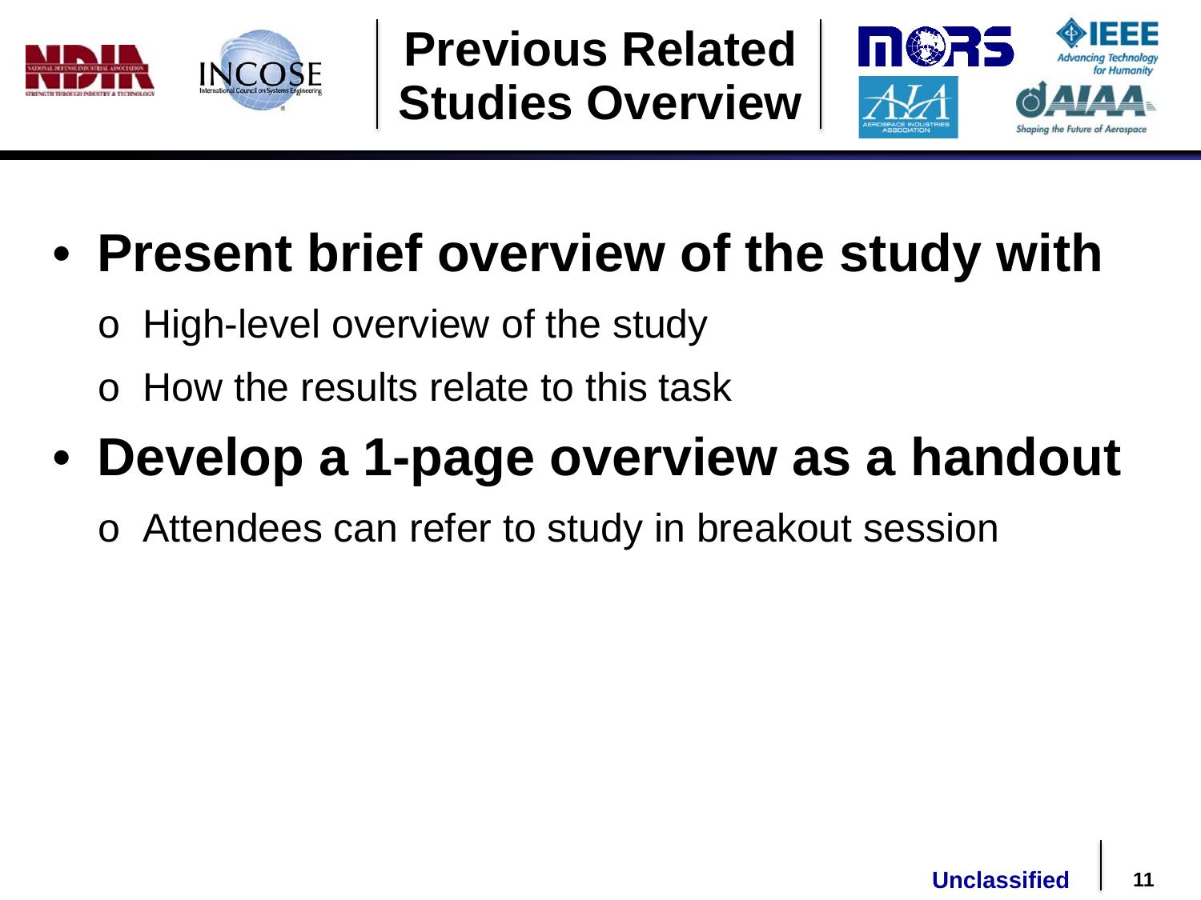# Previous Related Studies Overview

- **Present brief overview of the study with**
  - High-level overview of the study
  - How the results relate to this task
- **Develop a 1-page overview as a handout**
  - Attendees can refer to study in breakout session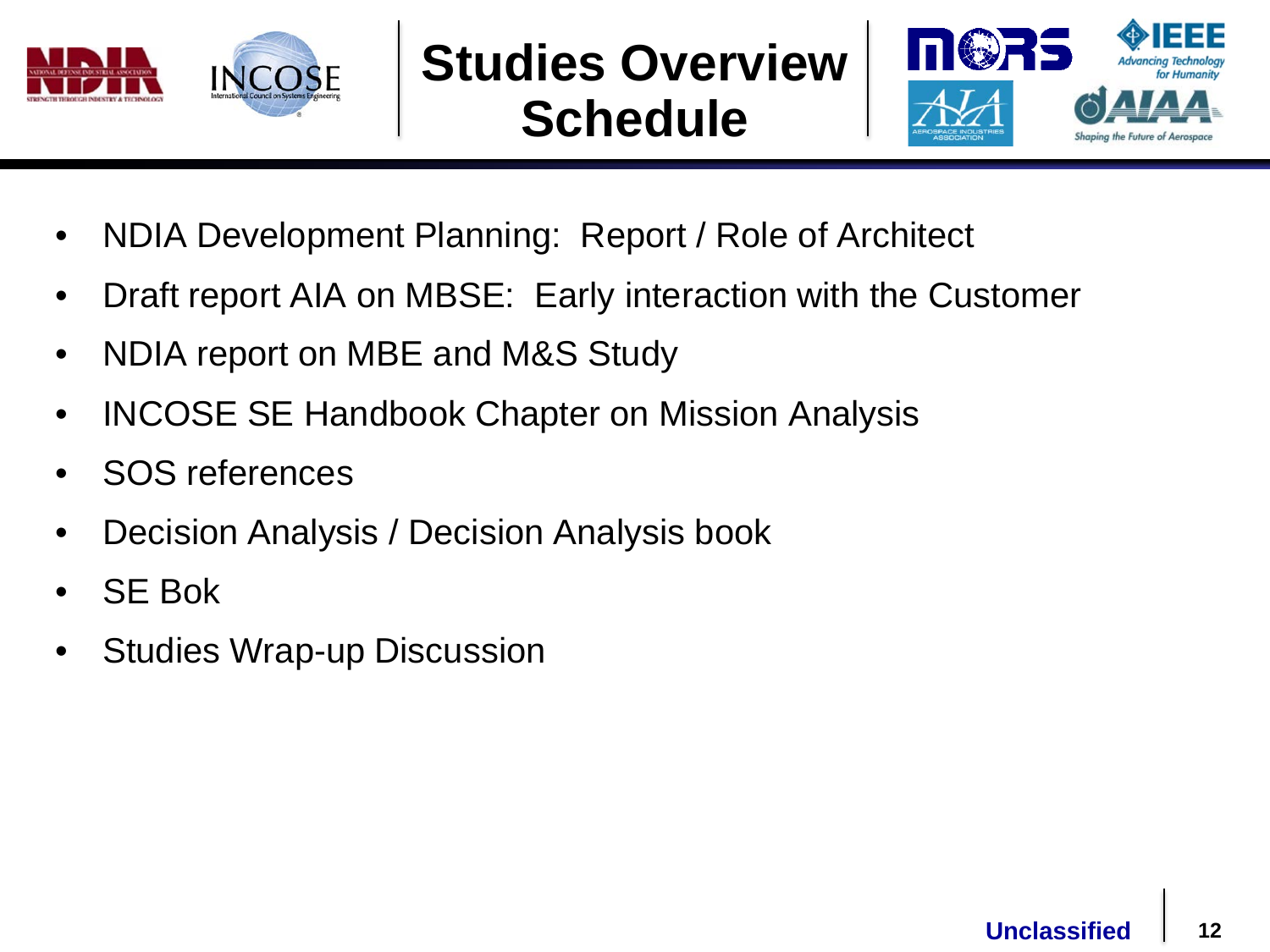# Studies Overview Schedule

- NDIA Development Planning: Report / Role of Architect
- Draft report AIA on MBSE: Early interaction with the Customer
- NDIA report on MBE and M&S Study
- INCOSE SE Handbook Chapter on Mission Analysis
- SOS references
- Decision Analysis / Decision Analysis book
- SE Bok
- Studies Wrap-up Discussion

Unclassified